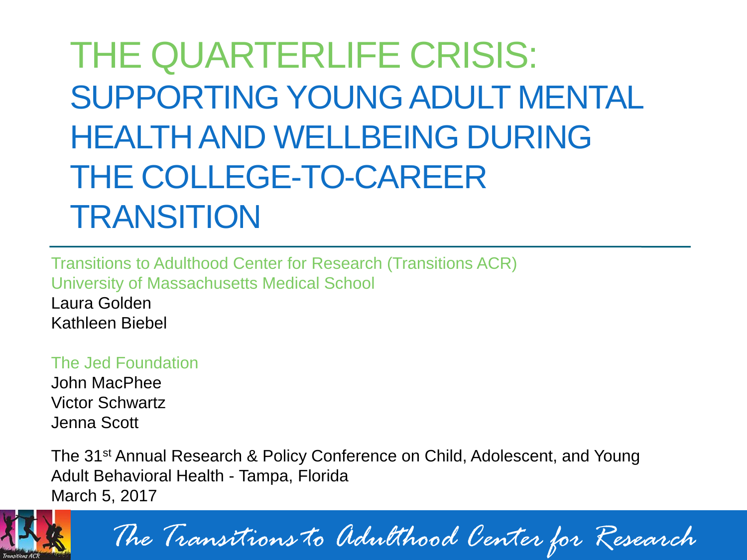# THE QUARTERLIFE CRISIS: SUPPORTING YOUNG ADULT MENTAL HEALTH AND WELLBEING DURING THE COLLEGE-TO-CAREER TRANSITION

Transitions to Adulthood Center for Research (Transitions ACR)
University of Massachusetts Medical School
Laura Golden
Kathleen Biebel

The Jed Foundation
John MacPhee
Victor Schwartz
Jenna Scott

The 31st Annual Research & Policy Conference on Child, Adolescent, and Young Adult Behavioral Health - Tampa, Florida
March 5, 2017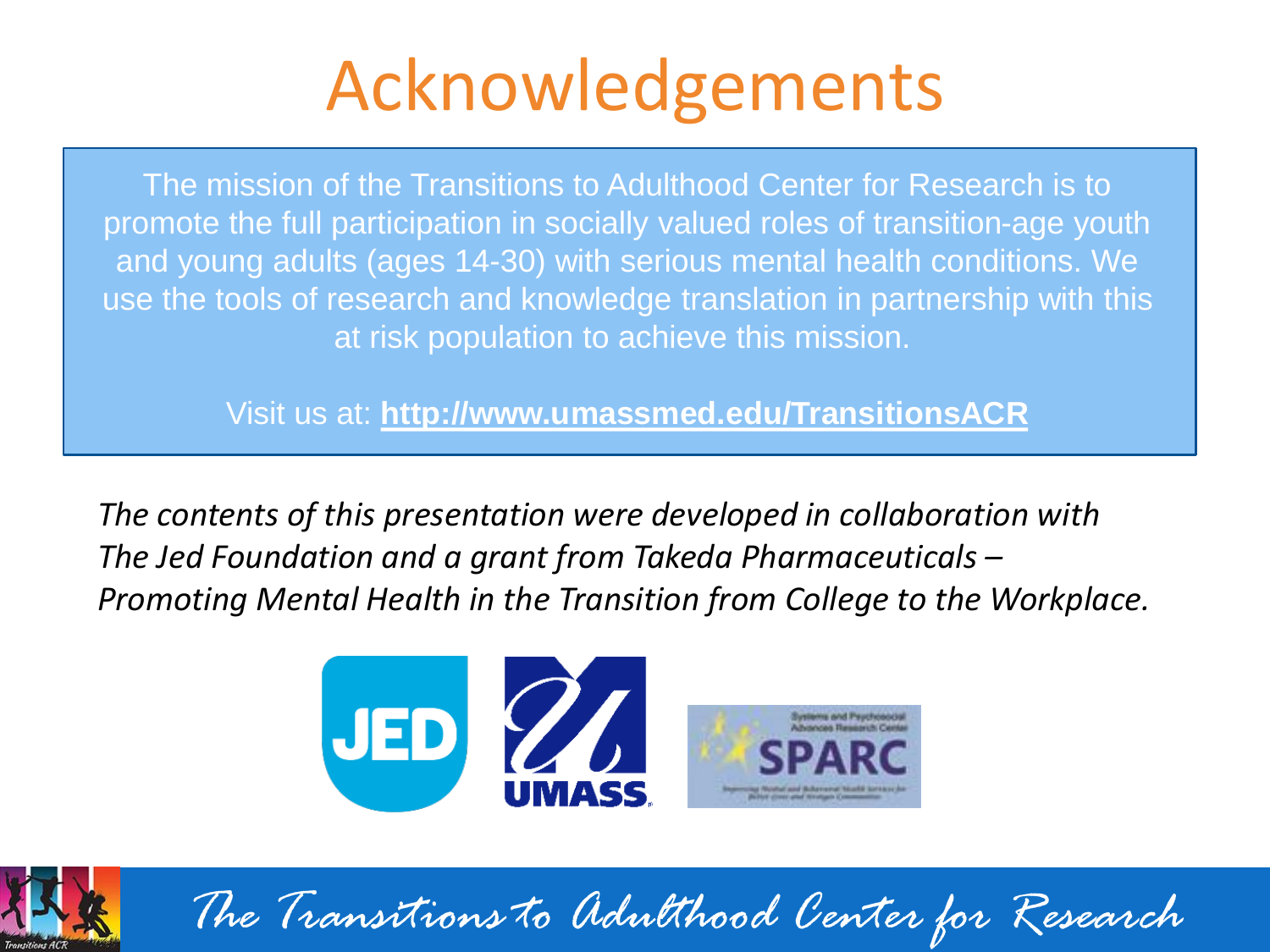# Acknowledgements

The mission of the Transitions to Adulthood Center for Research is to promote the full participation in socially valued roles of transition-age youth and young adults (ages 14-30) with serious mental health conditions. We use the tools of research and knowledge translation in partnership with this at risk population to achieve this mission.

Visit us at: **http://www.umassmed.edu/TransitionsACR**

*The contents of this presentation were developed in collaboration with The Jed Foundation and a grant from Takeda Pharmaceuticals – Promoting Mental Health in the Transition from College to the Workplace.*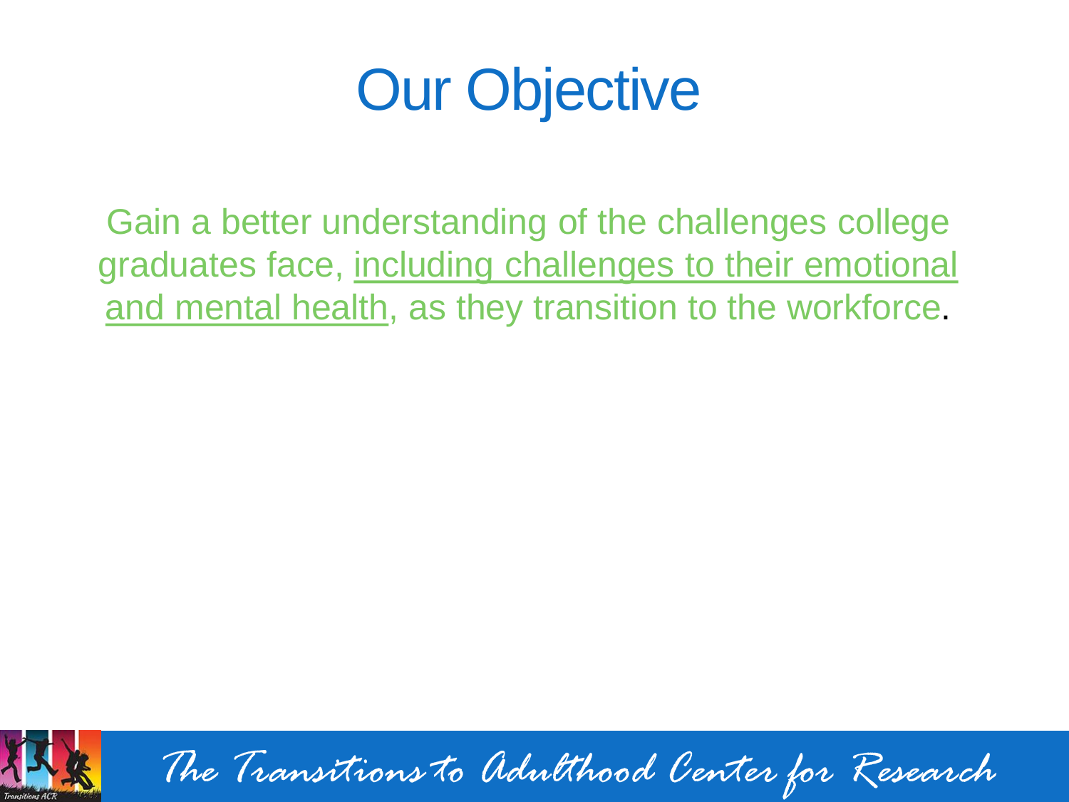# Our Objective

Gain a better understanding of the challenges college graduates face, including challenges to their emotional and mental health, as they transition to the workforce.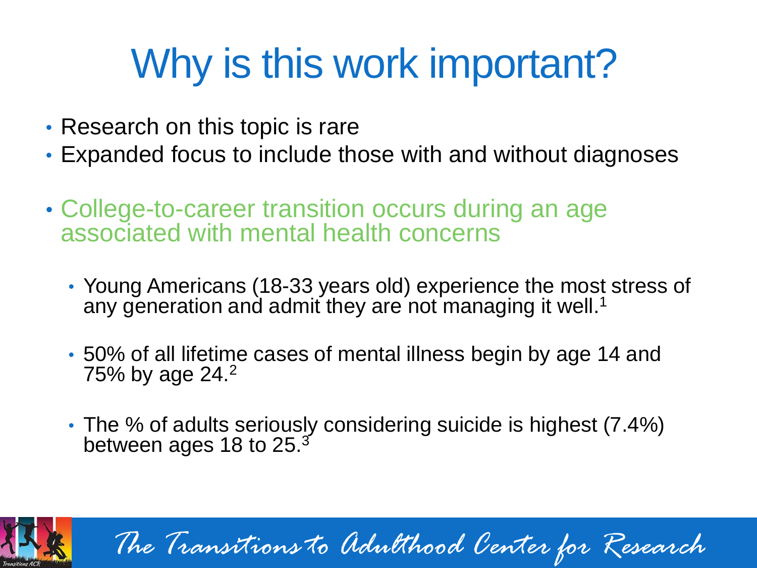# Why is this work important?

- Research on this topic is rare
- Expanded focus to include those with and without diagnoses
- College-to-career transition occurs during an age associated with mental health concerns
  - Young Americans (18-33 years old) experience the most stress of any generation and admit they are not managing it well.[1]
  - 50% of all lifetime cases of mental illness begin by age 14 and 75% by age 24.[2]
  - The % of adults seriously considering suicide is highest (7.4%) between ages 18 to 25.[3]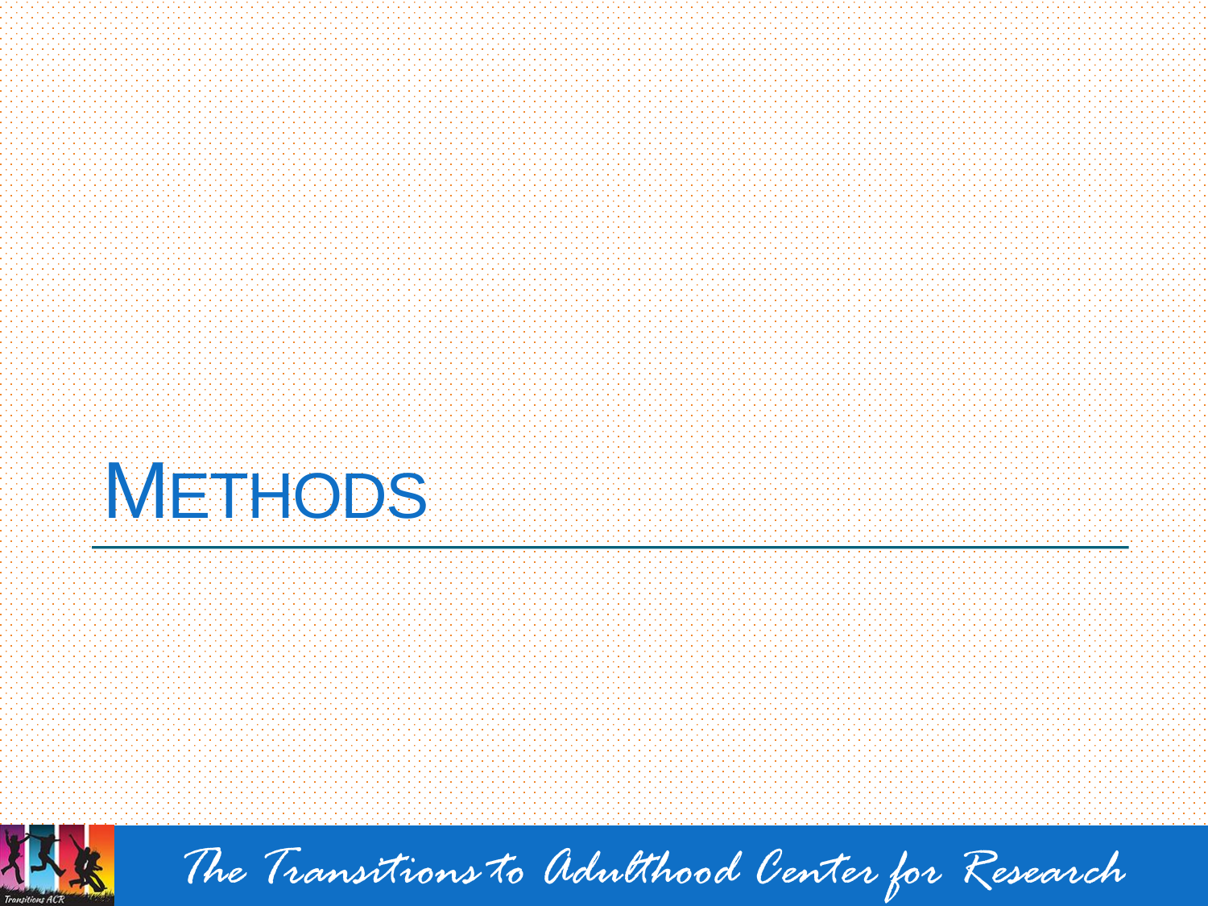# Methods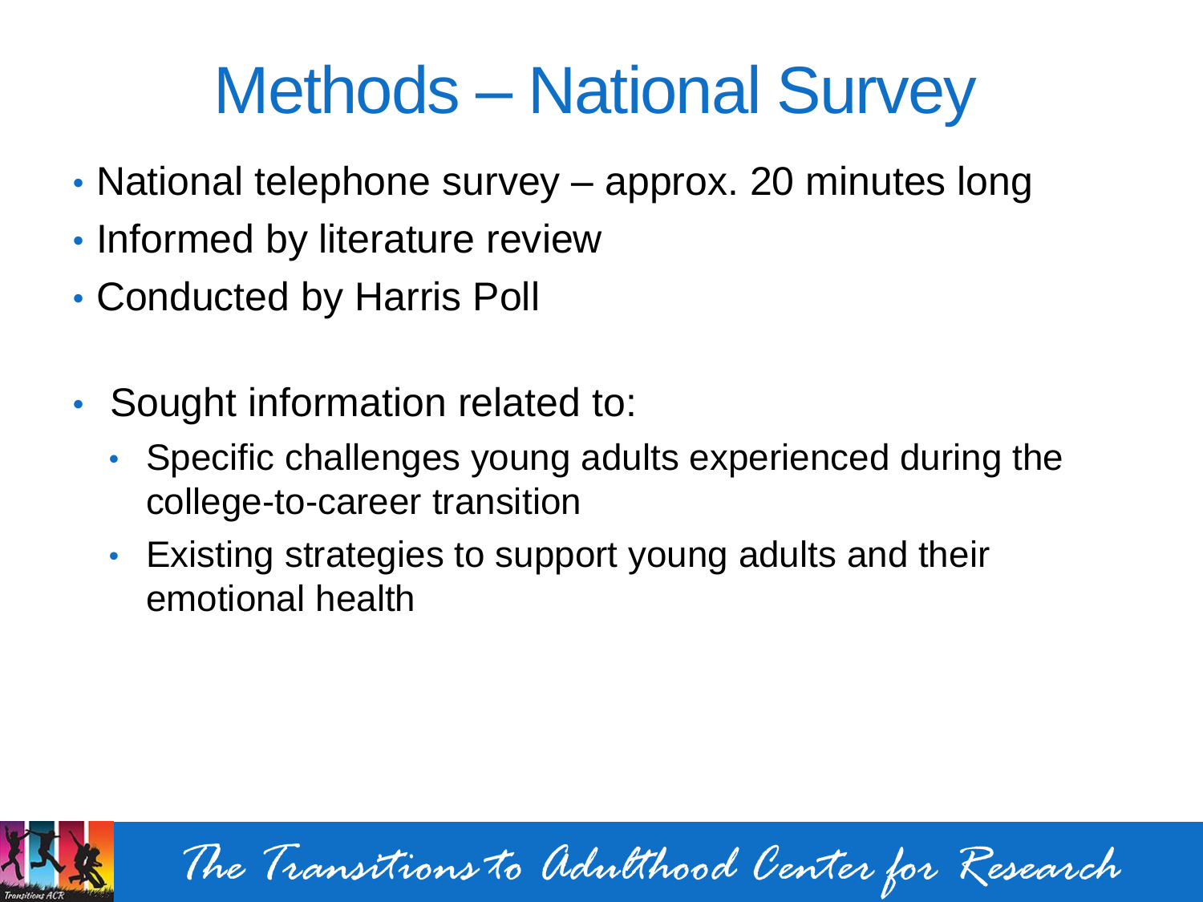# Methods – National Survey

- National telephone survey – approx. 20 minutes long
- Informed by literature review
- Conducted by Harris Poll

- Sought information related to:
  - Specific challenges young adults experienced during the college-to-career transition
  - Existing strategies to support young adults and their emotional health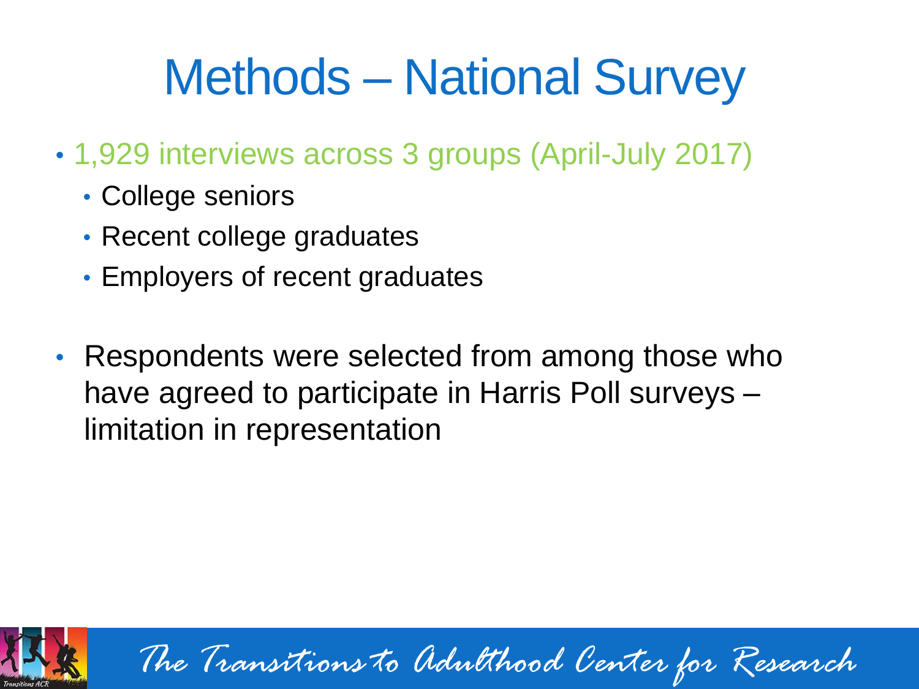# Methods – National Survey

- 1,929 interviews across 3 groups (April-July 2017)
  - College seniors
  - Recent college graduates
  - Employers of recent graduates

- Respondents were selected from among those who have agreed to participate in Harris Poll surveys – limitation in representation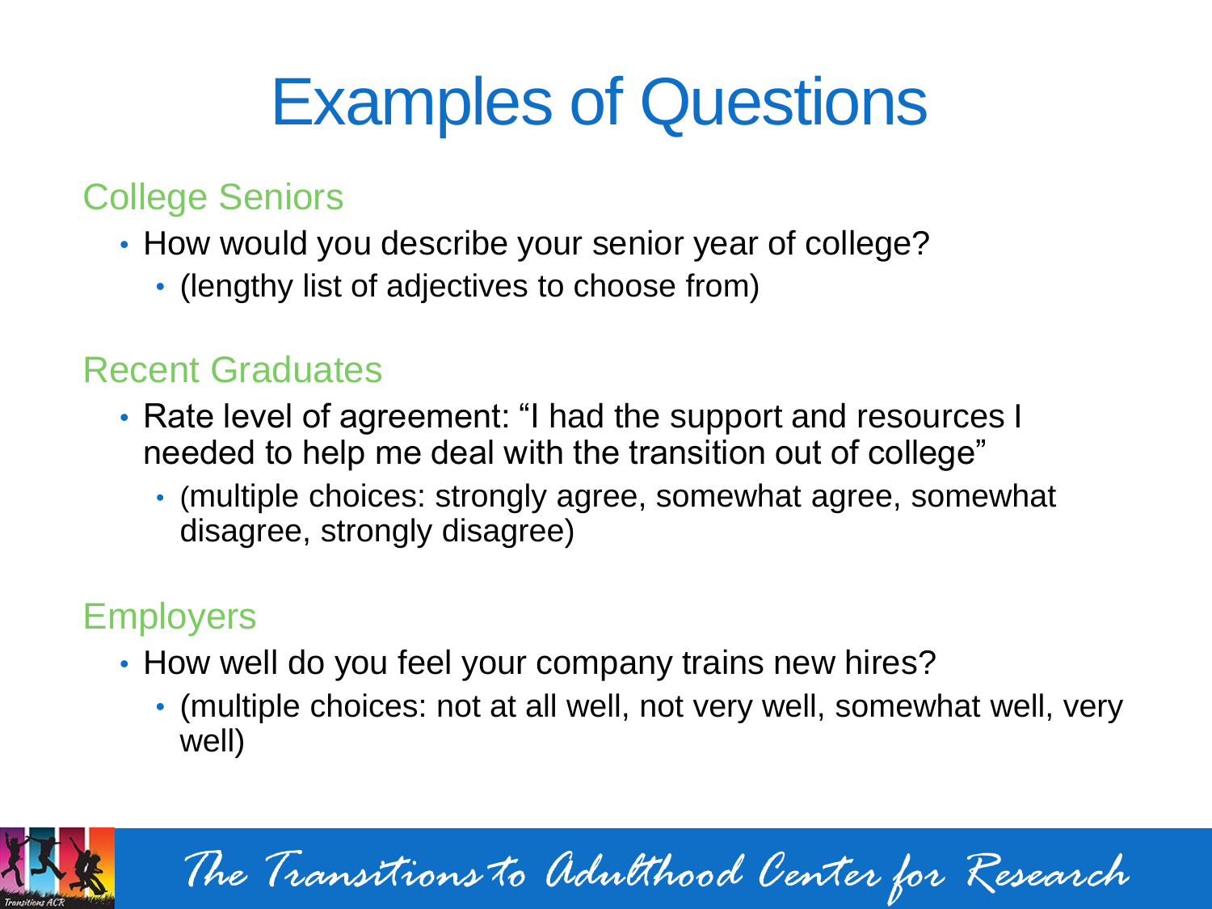# Examples of Questions

## College Seniors

- How would you describe your senior year of college?
  - (lengthy list of adjectives to choose from)

## Recent Graduates

- Rate level of agreement: "I had the support and resources I needed to help me deal with the transition out of college"
  - (multiple choices: strongly agree, somewhat agree, somewhat disagree, strongly disagree)

## Employers

- How well do you feel your company trains new hires?
  - (multiple choices: not at all well, not very well, somewhat well, very well)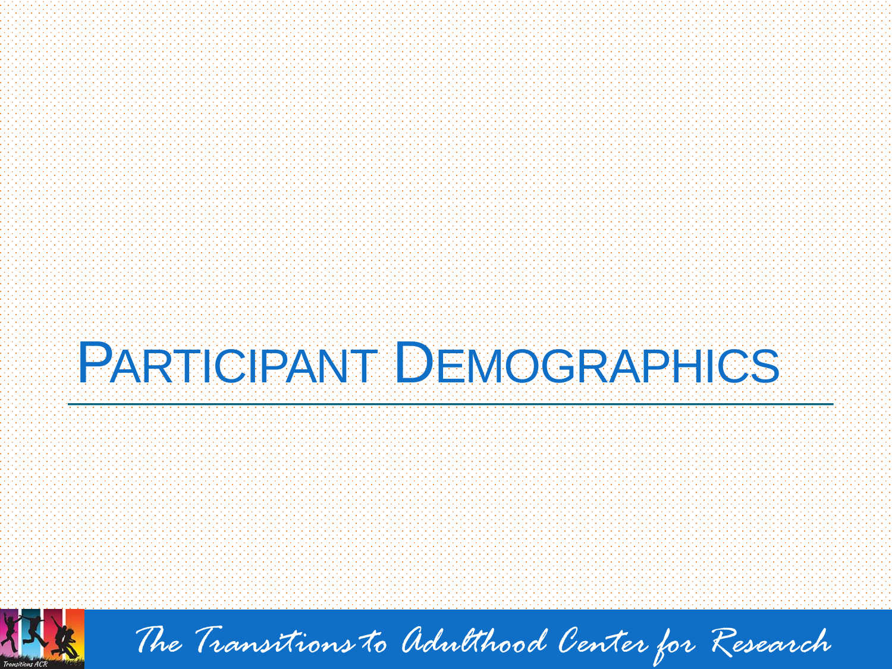# Participant Demographics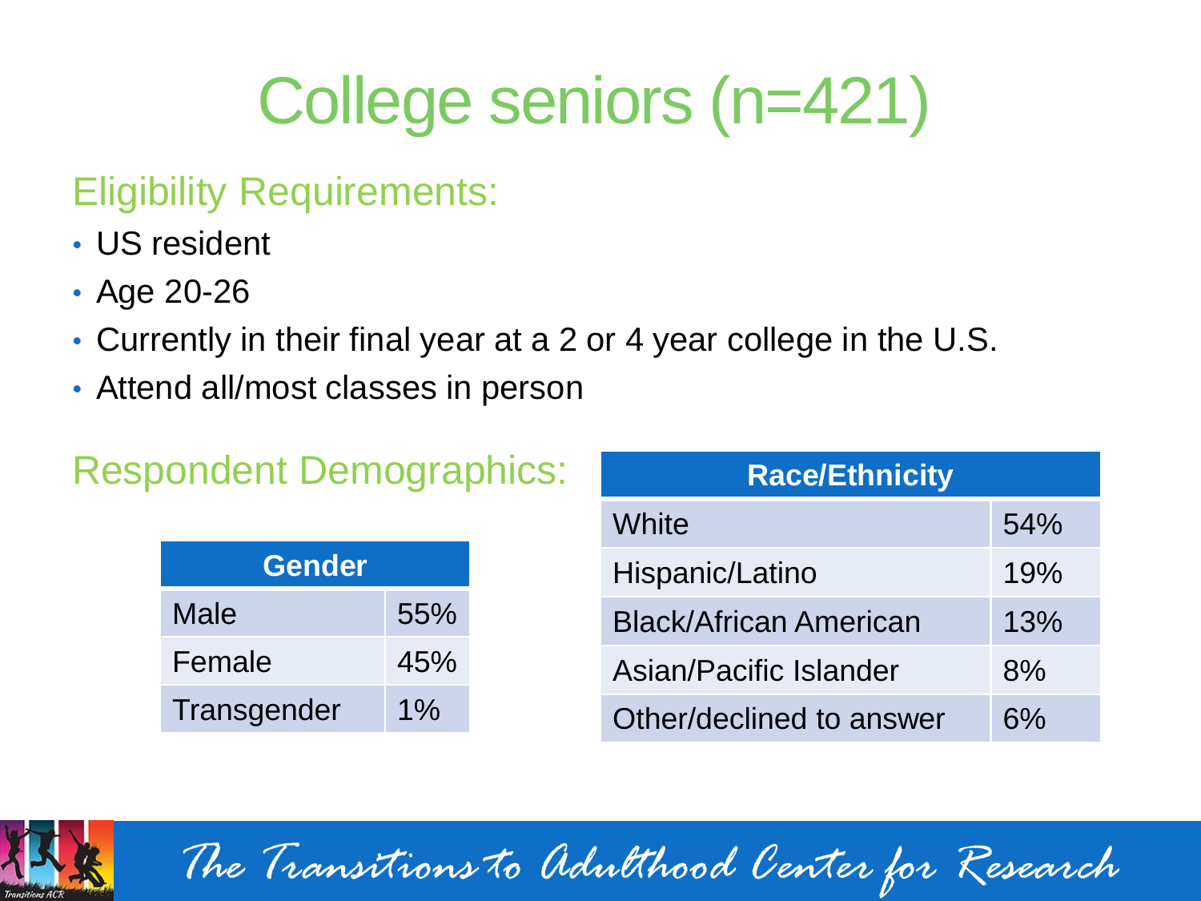# College seniors (n=421)

## Eligibility Requirements:

- US resident
- Age 20-26
- Currently in their final year at a 2 or 4 year college in the U.S.
- Attend all/most classes in person

## Respondent Demographics:

| Gender | |
|---|---|
| Male | 55% |
| Female | 45% |
| Transgender | 1% |

| Race/Ethnicity | |
|---|---|
| White | 54% |
| Hispanic/Latino | 19% |
| Black/African American | 13% |
| Asian/Pacific Islander | 8% |
| Other/declined to answer | 6% |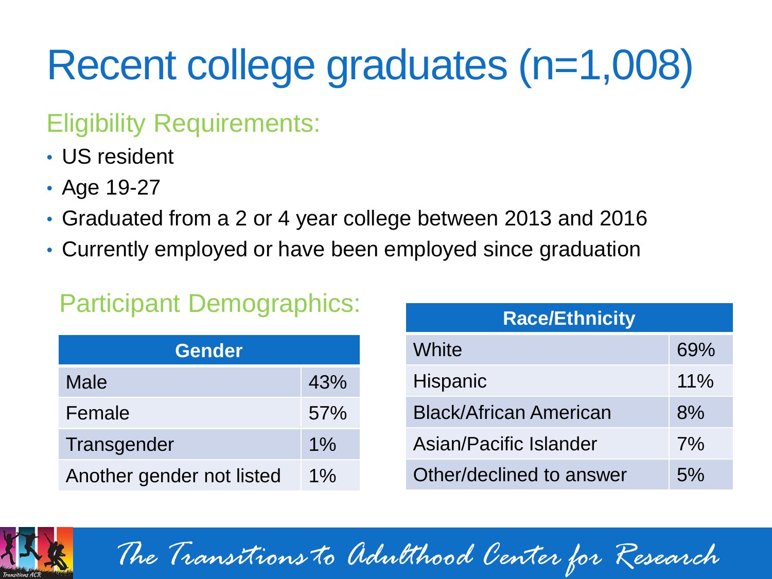# Recent college graduates (n=1,008)

## Eligibility Requirements:

- US resident
- Age 19-27
- Graduated from a 2 or 4 year college between 2013 and 2016
- Currently employed or have been employed since graduation

## Participant Demographics:

| Gender | |
|---|---|
| Male | 43% |
| Female | 57% |
| Transgender | 1% |
| Another gender not listed | 1% |

| Race/Ethnicity | |
|---|---|
| White | 69% |
| Hispanic | 11% |
| Black/African American | 8% |
| Asian/Pacific Islander | 7% |
| Other/declined to answer | 5% |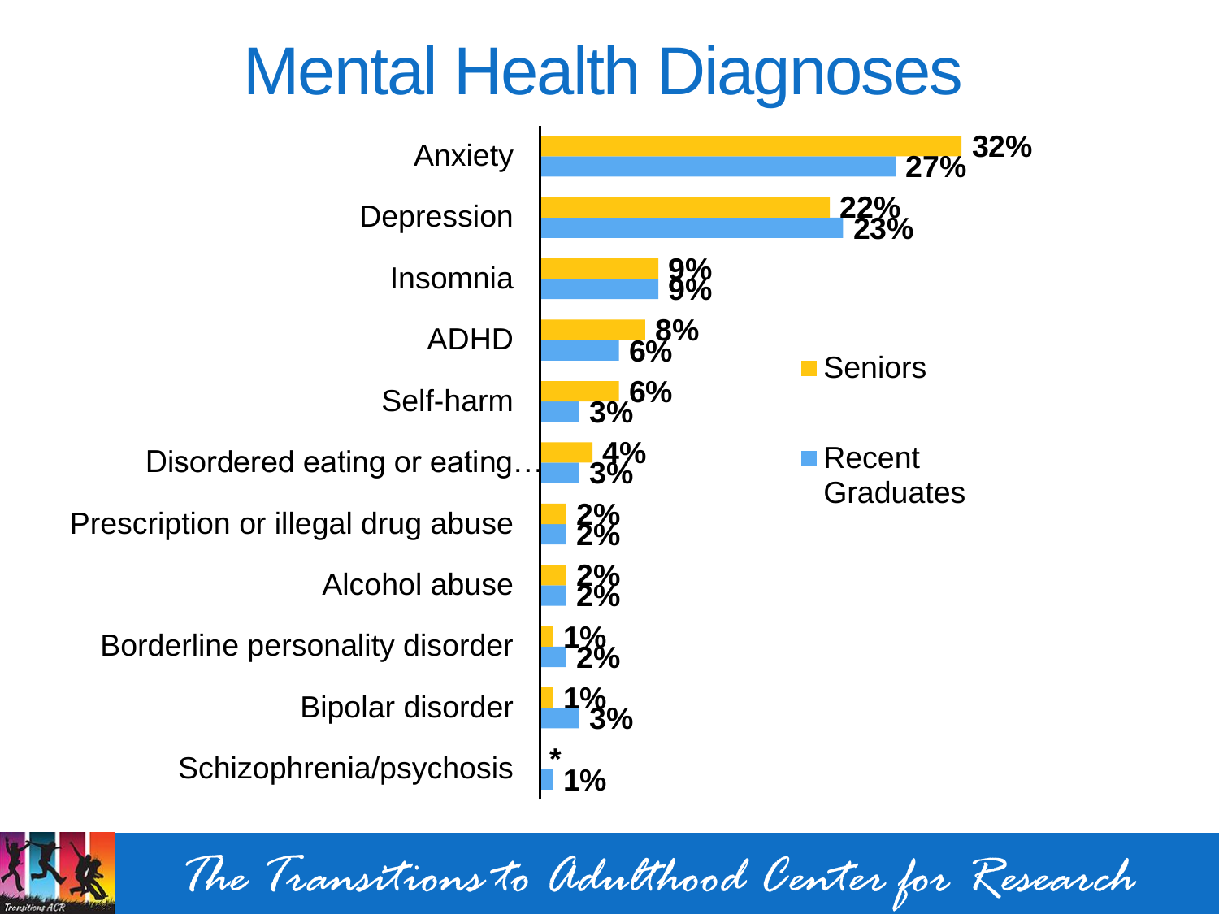# Mental Health Diagnoses

| Diagnosis | Seniors | Recent Graduates |
|---|---|---|
| Anxiety | 32% | 27% |
| Depression | 22% | 23% |
| Insomnia | 9% | 9% |
| ADHD | 8% | 6% |
| Self-harm | 6% | 3% |
| Disordered eating or eating… | 4% | 3% |
| Prescription or illegal drug abuse | 2% | 2% |
| Alcohol abuse | 2% | 2% |
| Borderline personality disorder | 1% | 2% |
| Bipolar disorder | 1% | 3% |
| Schizophrenia/psychosis | * | 1% |

The Transitions to Adulthood Center for Research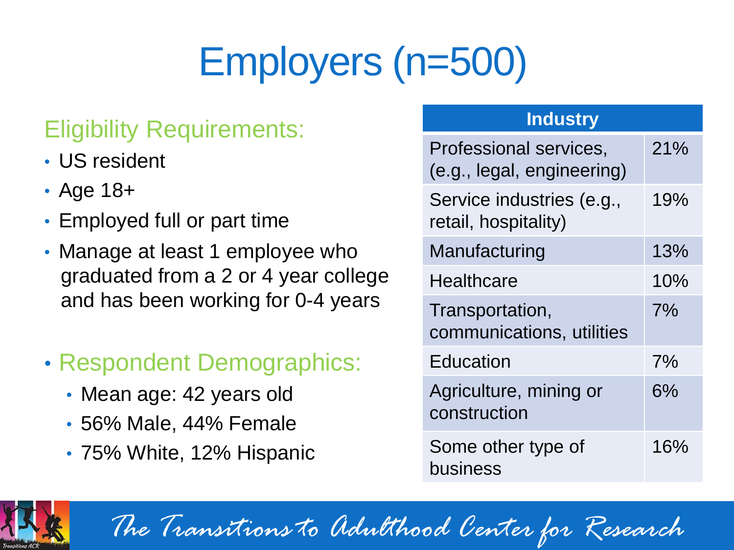# Employers (n=500)

## Eligibility Requirements:

- US resident
- Age 18+
- Employed full or part time
- Manage at least 1 employee who graduated from a 2 or 4 year college and has been working for 0-4 years

## Respondent Demographics:

- Mean age: 42 years old
- 56% Male, 44% Female
- 75% White, 12% Hispanic

| Industry | |
|---|---|
| Professional services, (e.g., legal, engineering) | 21% |
| Service industries (e.g., retail, hospitality) | 19% |
| Manufacturing | 13% |
| Healthcare | 10% |
| Transportation, communications, utilities | 7% |
| Education | 7% |
| Agriculture, mining or construction | 6% |
| Some other type of business | 16% |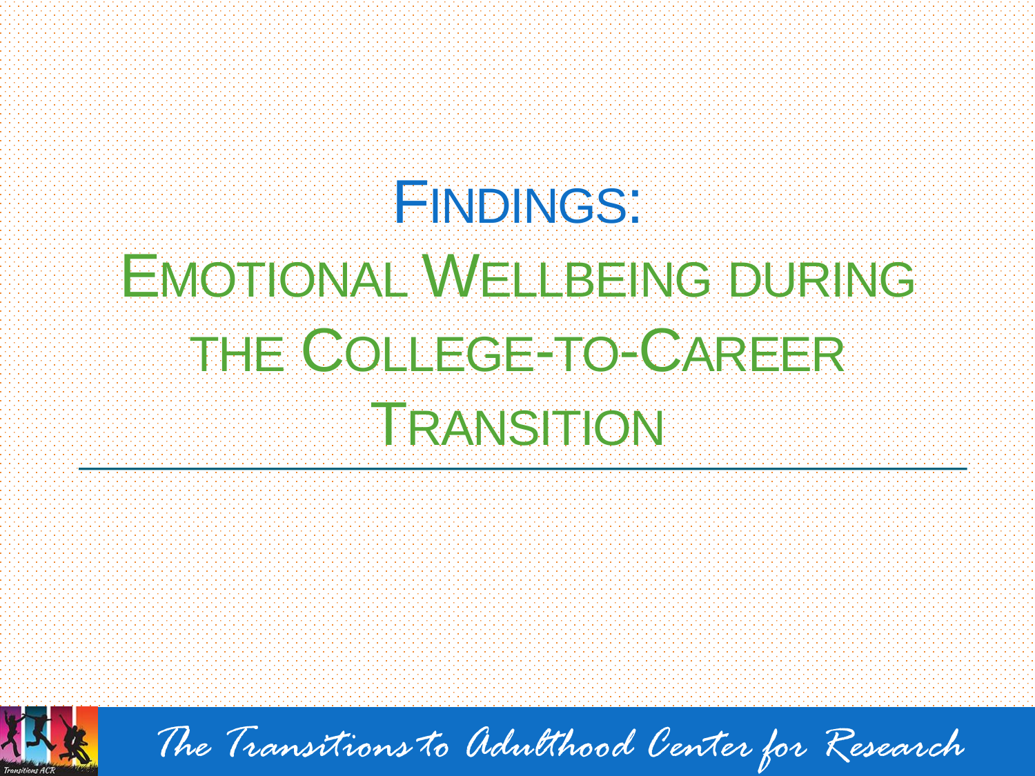# Findings:

## Emotional Wellbeing during the College-to-Career Transition

The Transitions to Adulthood Center for Research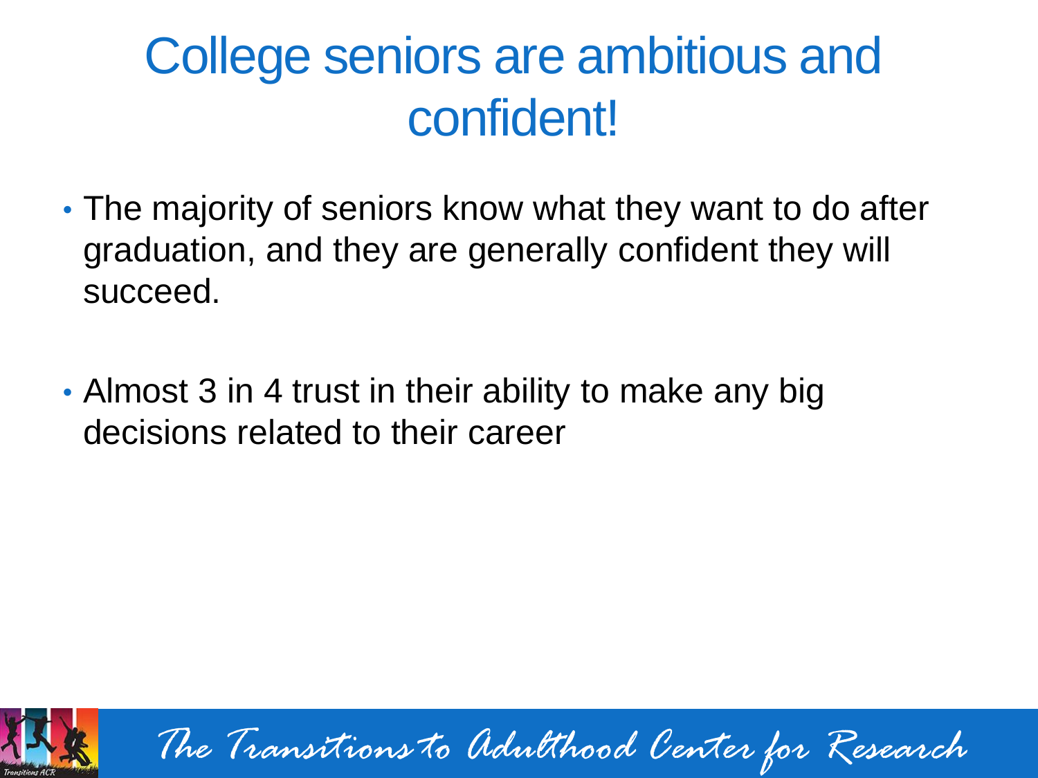# College seniors are ambitious and confident!

- The majority of seniors know what they want to do after graduation, and they are generally confident they will succeed.
- Almost 3 in 4 trust in their ability to make any big decisions related to their career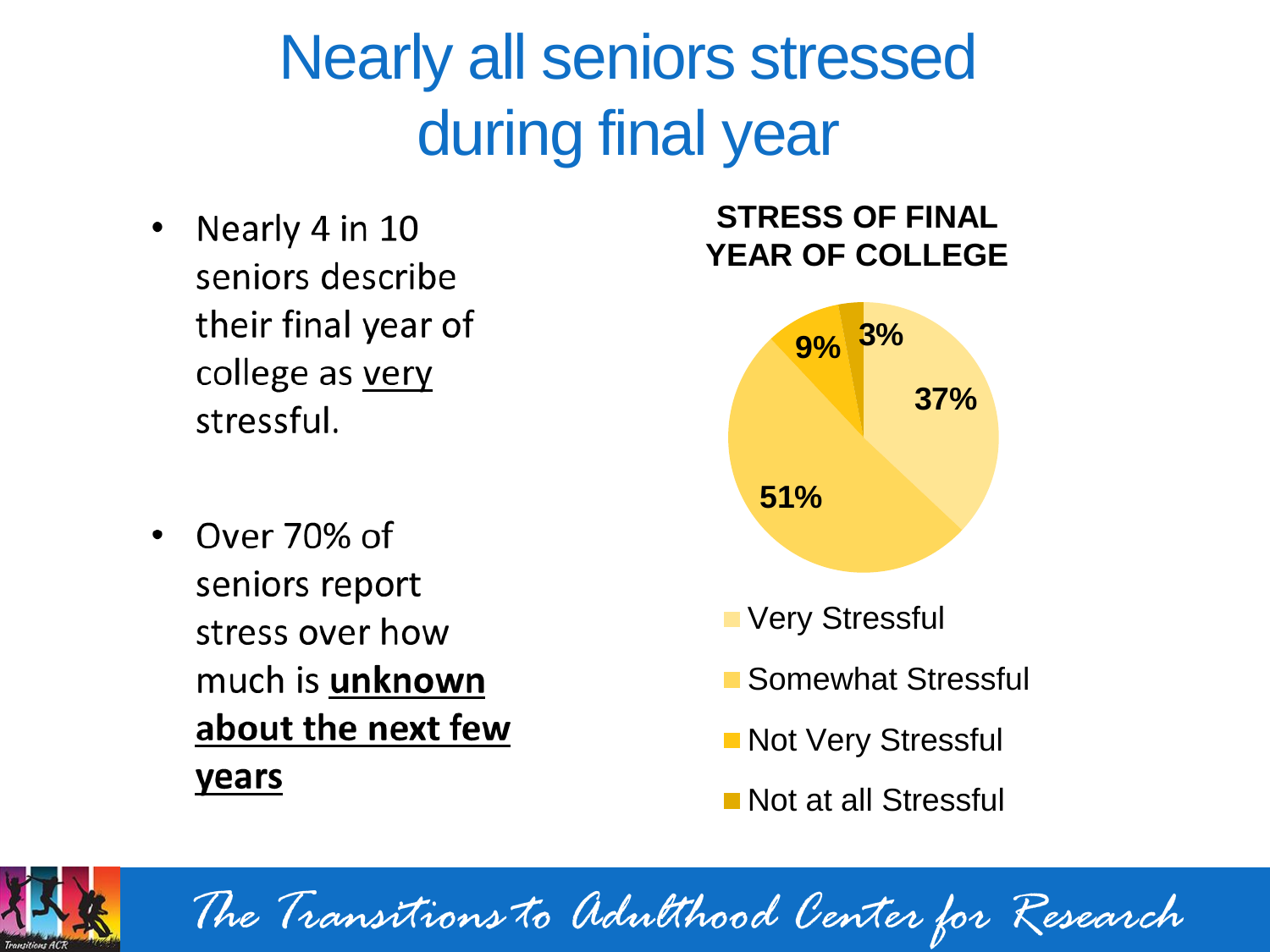# Nearly all seniors stressed during final year

- Nearly 4 in 10 seniors describe their final year of college as very stressful.
- Over 70% of seniors report stress over how much is **unknown about the next few years**

**STRESS OF FINAL YEAR OF COLLEGE**

| Response | Percent |
| --- | --- |
| Very Stressful | 37% |
| Somewhat Stressful | 51% |
| Not Very Stressful | 9% |
| Not at all Stressful | 3% |

*The Transitions to Adulthood Center for Research*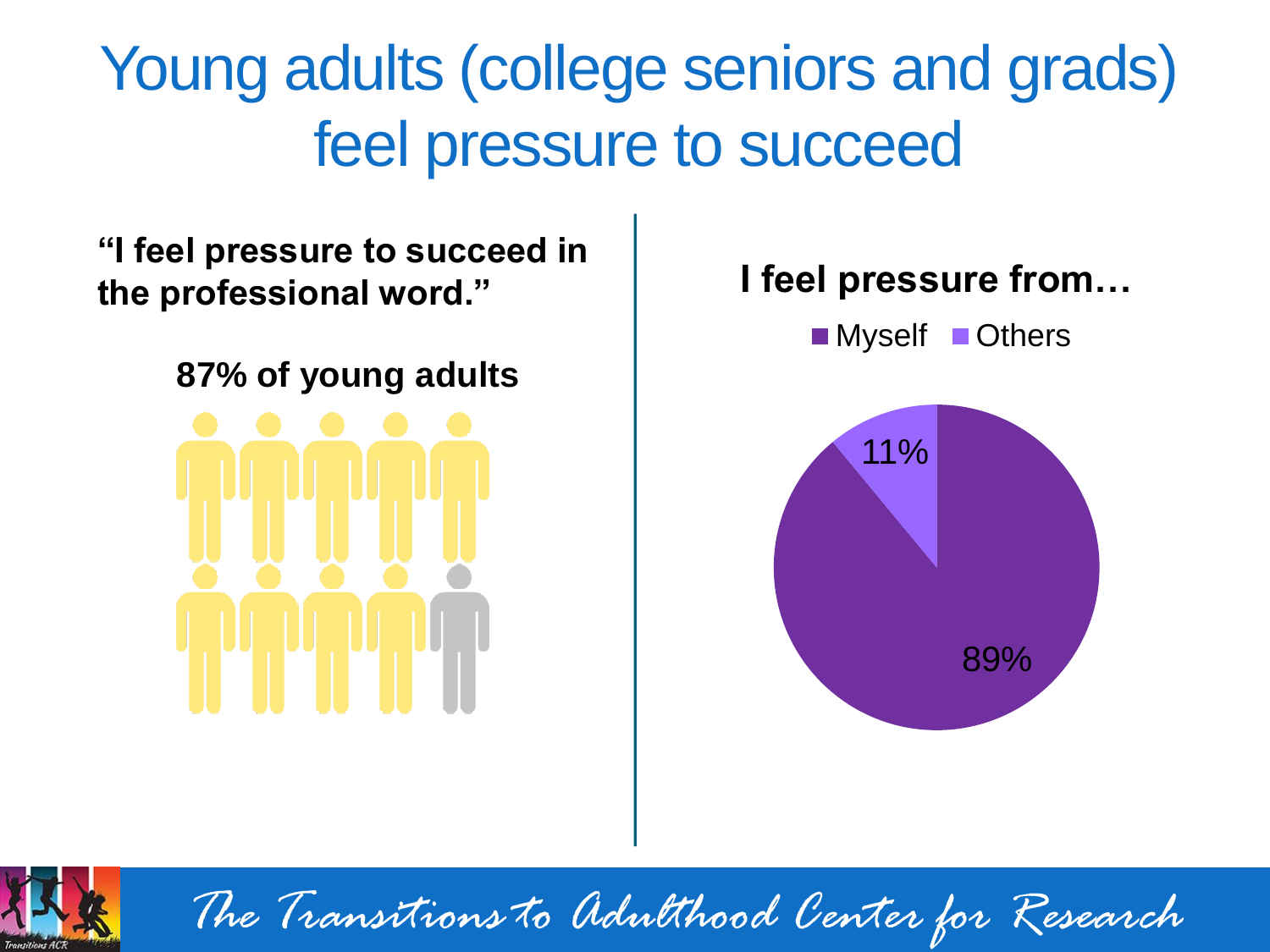# Young adults (college seniors and grads) feel pressure to succeed

**"I feel pressure to succeed in the professional word."**

**87% of young adults**

**I feel pressure from…**

Myself Others

11%

89%

*The Transitions to Adulthood Center for Research*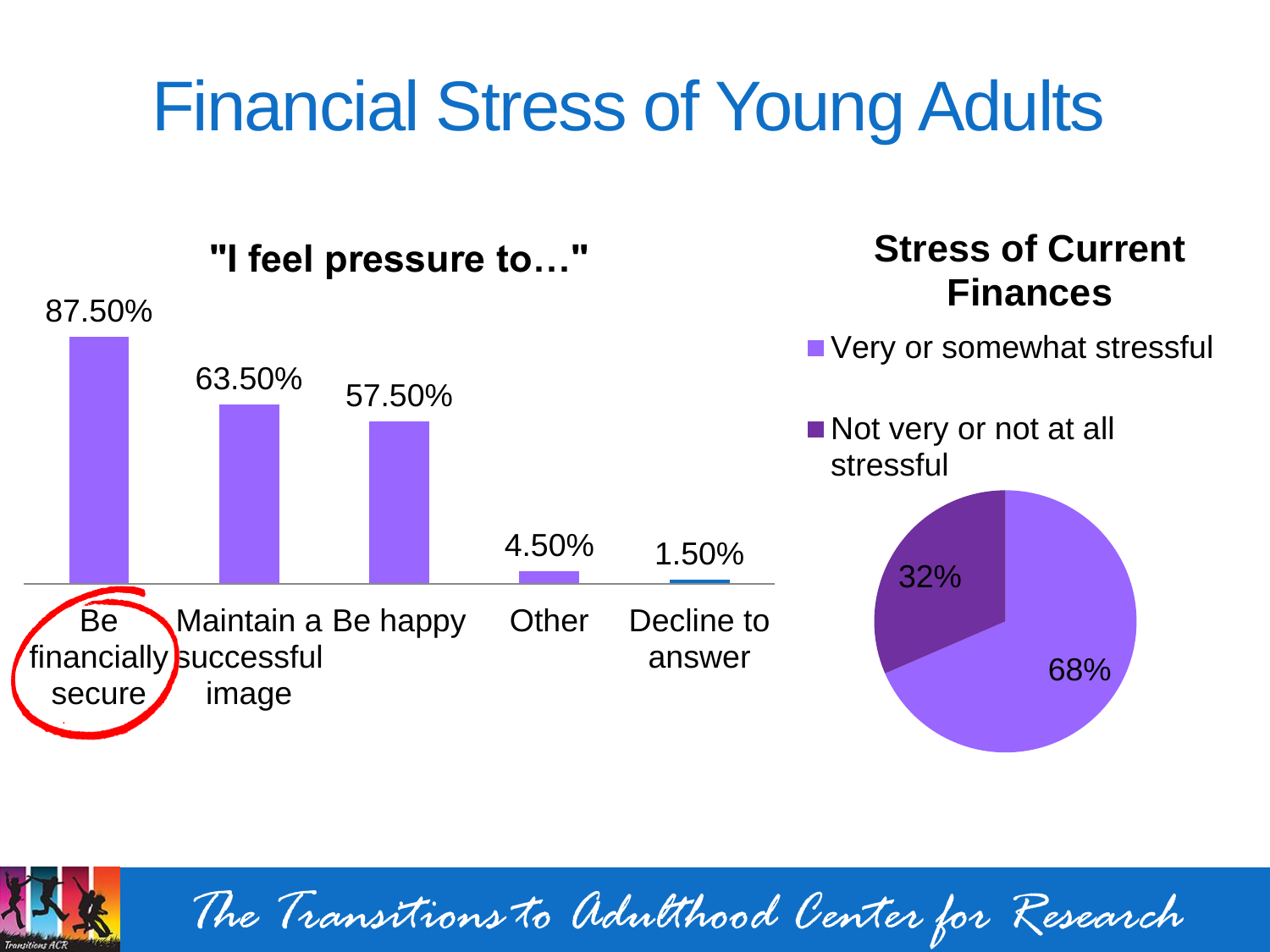# Financial Stress of Young Adults

**"I feel pressure to…"**

| Be financially secure | Maintain a successful image | Be happy | Other | Decline to answer |
|---|---|---|---|---|
| 87.50% | 63.50% | 57.50% | 4.50% | 1.50% |

**Stress of Current Finances**

| Very or somewhat stressful | Not very or not at all stressful |
|---|---|
| 68% | 32% |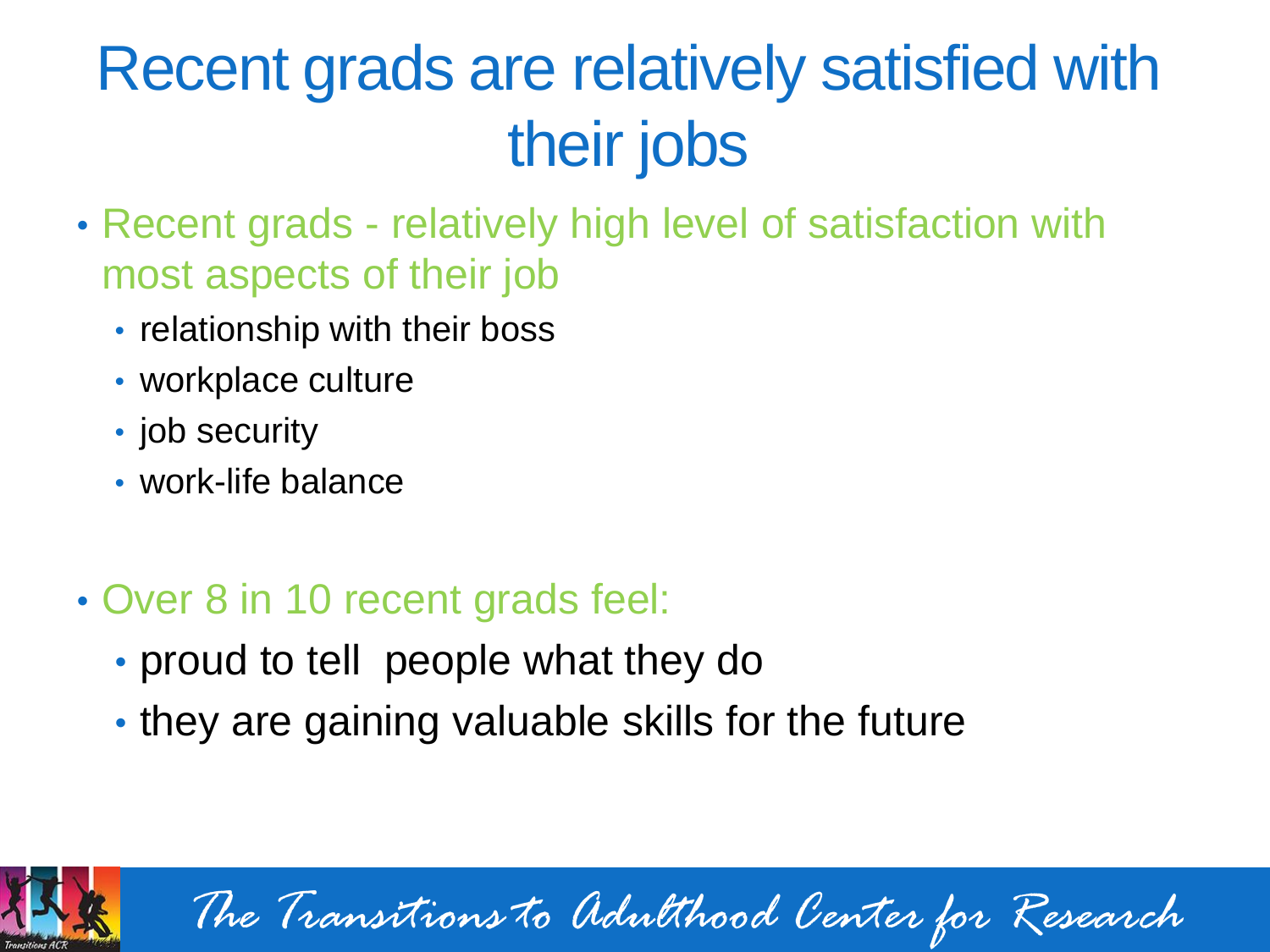# Recent grads are relatively satisfied with their jobs

- Recent grads - relatively high level of satisfaction with most aspects of their job
  - relationship with their boss
  - workplace culture
  - job security
  - work-life balance

- Over 8 in 10 recent grads feel:
  - proud to tell people what they do
  - they are gaining valuable skills for the future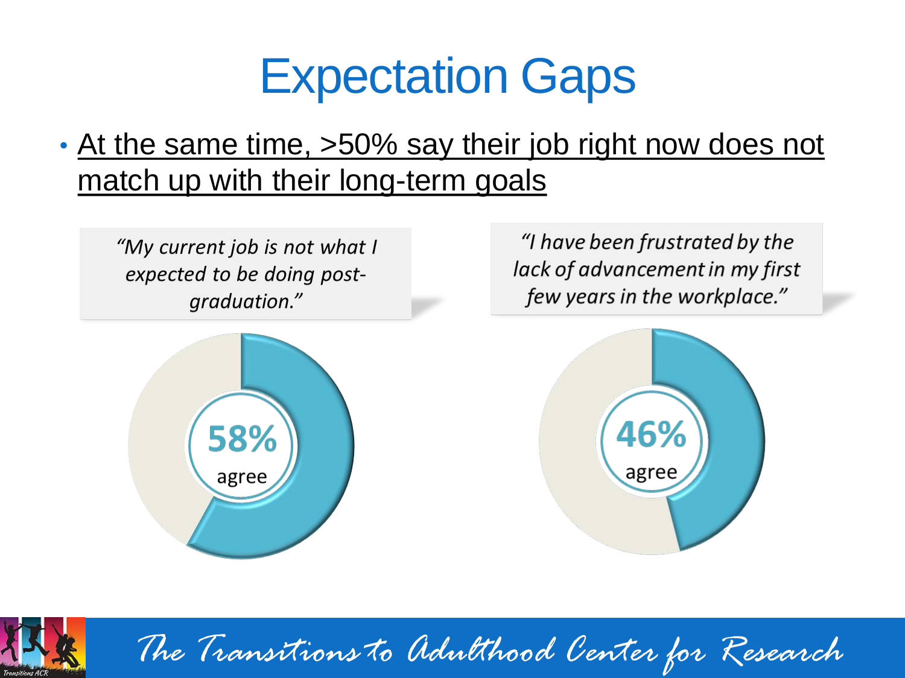# Expectation Gaps

- At the same time, >50% say their job right now does not match up with their long-term goals

*"My current job is not what I expected to be doing post-graduation."*

**58%** agree

*"I have been frustrated by the lack of advancement in my first few years in the workplace."*

**46%** agree

*The Transitions to Adulthood Center for Research*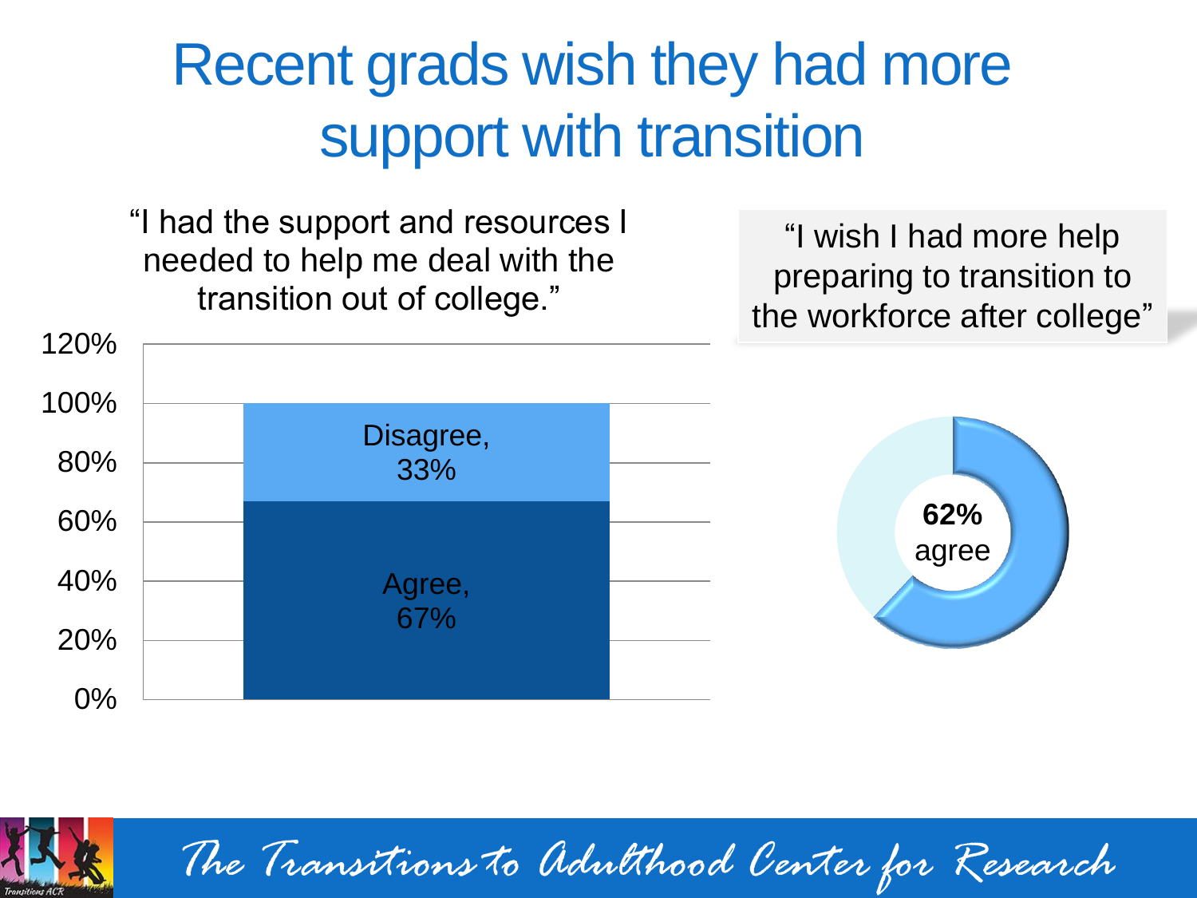# Recent grads wish they had more support with transition

"I had the support and resources I needed to help me deal with the transition out of college."

| Response | Percent |
|---|---|
| Agree | 67% |
| Disagree | 33% |

"I wish I had more help preparing to transition to the workforce after college"

**62%** agree

*The Transitions to Adulthood Center for Research*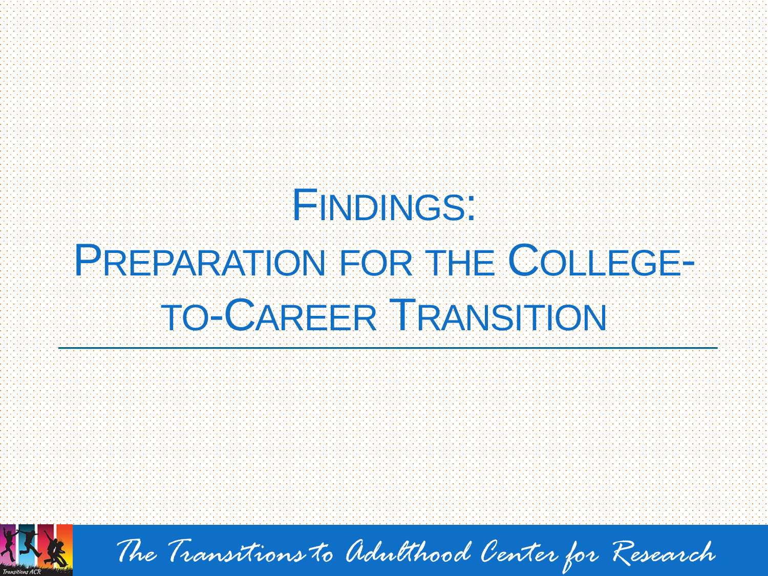# Findings: Preparation for the College-to-Career Transition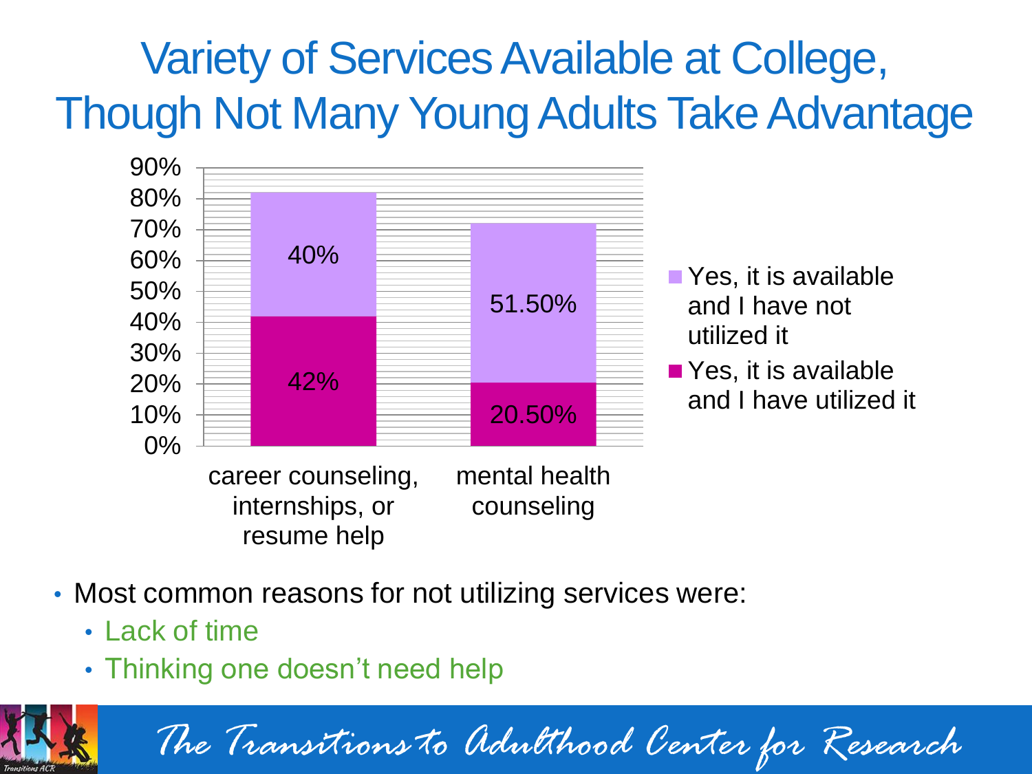# Variety of Services Available at College, Though Not Many Young Adults Take Advantage

| | Yes, it is available and I have utilized it | Yes, it is available and I have not utilized it |
|---|---|---|
| career counseling, internships, or resume help | 42% | 40% |
| mental health counseling | 20.50% | 51.50% |

- Most common reasons for not utilizing services were:
  - Lack of time
  - Thinking one doesn't need help

*The Transitions to Adulthood Center for Research*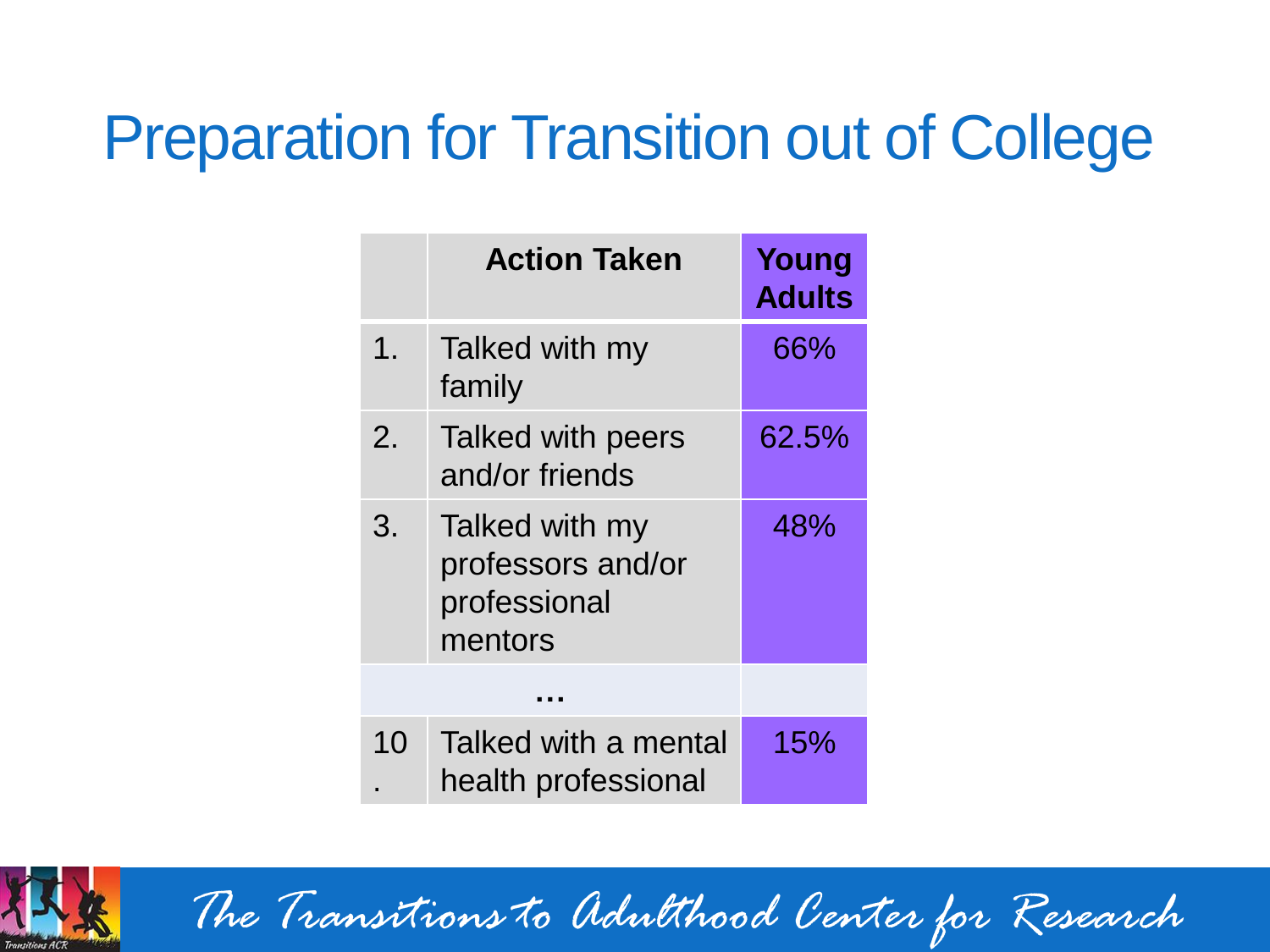# Preparation for Transition out of College

| | Action Taken | Young Adults |
|---|---|---|
| 1. | Talked with my family | 66% |
| 2. | Talked with peers and/or friends | 62.5% |
| 3. | Talked with my professors and/or professional mentors | 48% |
| | … | |
| 10. | Talked with a mental health professional | 15% |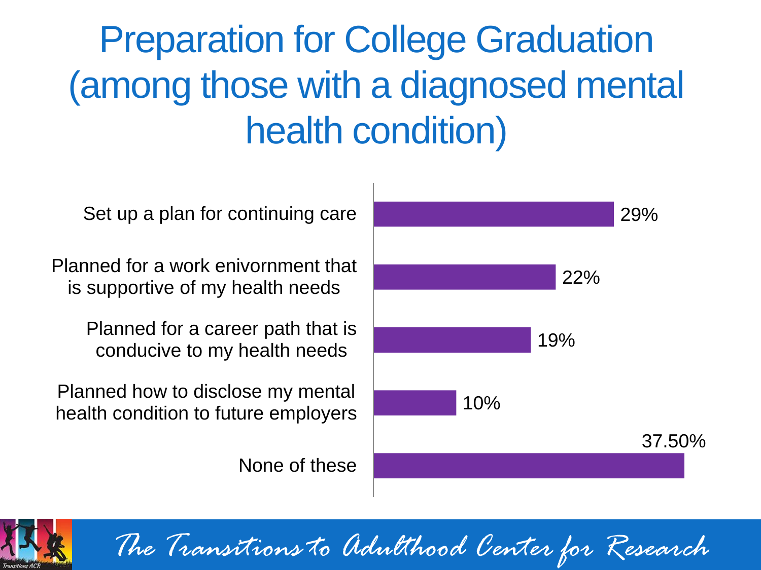# Preparation for College Graduation (among those with a diagnosed mental health condition)

| Response | Percentage |
| --- | --- |
| Set up a plan for continuing care | 29% |
| Planned for a work enivornment that is supportive of my health needs | 22% |
| Planned for a career path that is conducive to my health needs | 19% |
| Planned how to disclose my mental health condition to future employers | 10% |
| None of these | 37.50% |

*The Transitions to Adulthood Center for Research*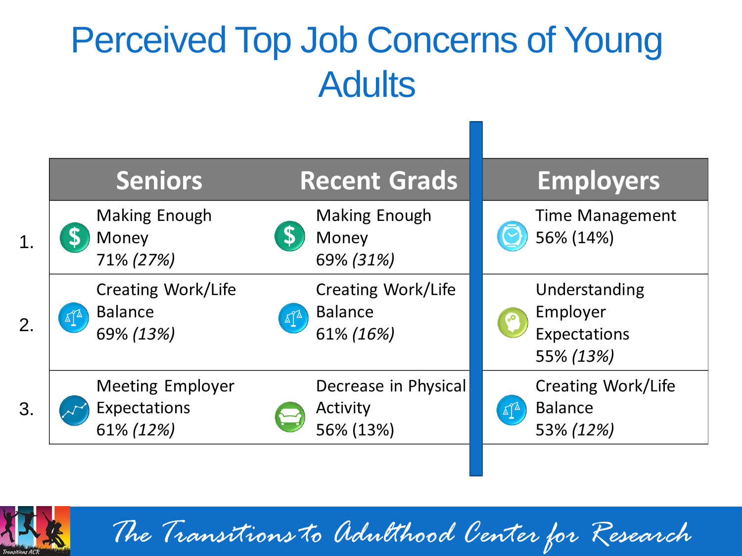# Perceived Top Job Concerns of Young Adults

| | Seniors | Recent Grads | Employers |
|---|---|---|---|
| 1. | Making Enough Money 71% *(27%)* | Making Enough Money 69% *(31%)* | Time Management 56% (14%) |
| 2. | Creating Work/Life Balance 69% *(13%)* | Creating Work/Life Balance 61% *(16%)* | Understanding Employer Expectations 55% *(13%)* |
| 3. | Meeting Employer Expectations 61% *(12%)* | Decrease in Physical Activity 56% (13%) | Creating Work/Life Balance 53% *(12%)* |

The Transitions to Adulthood Center for Research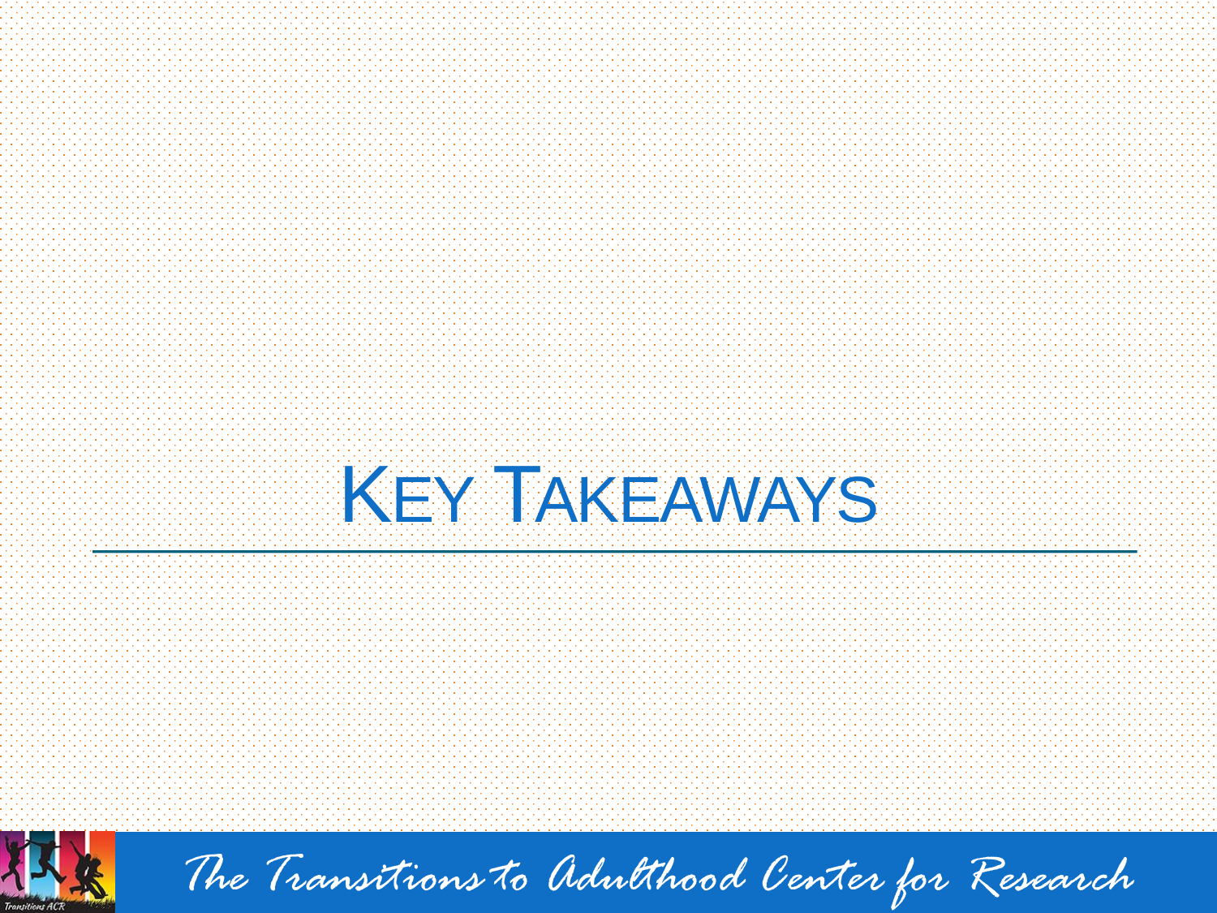# Key Takeaways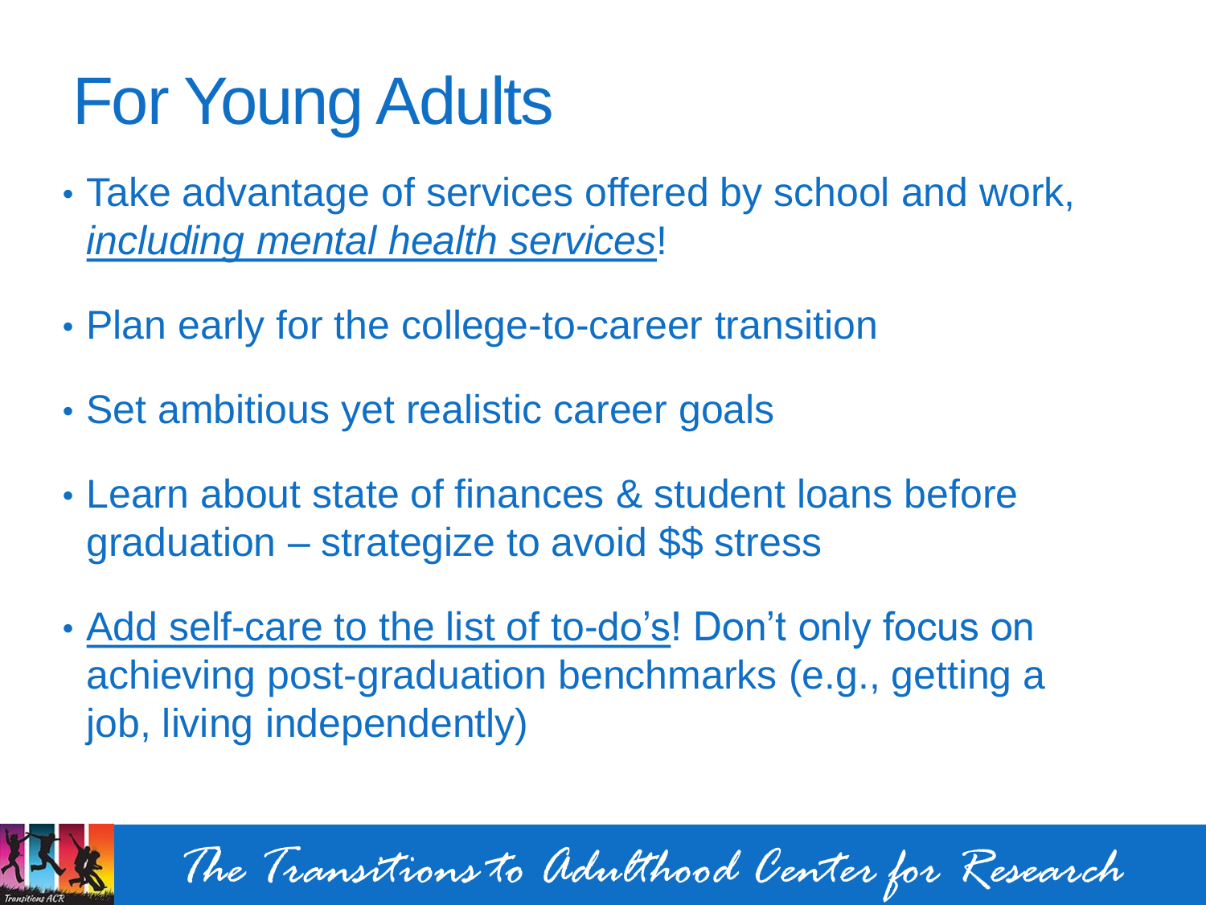# For Young Adults

- Take advantage of services offered by school and work, *including mental health services*!
- Plan early for the college-to-career transition
- Set ambitious yet realistic career goals
- Learn about state of finances & student loans before graduation – strategize to avoid $$ stress
- Add self-care to the list of to-do's! Don't only focus on achieving post-graduation benchmarks (e.g., getting a job, living independently)

The Transitions to Adulthood Center for Research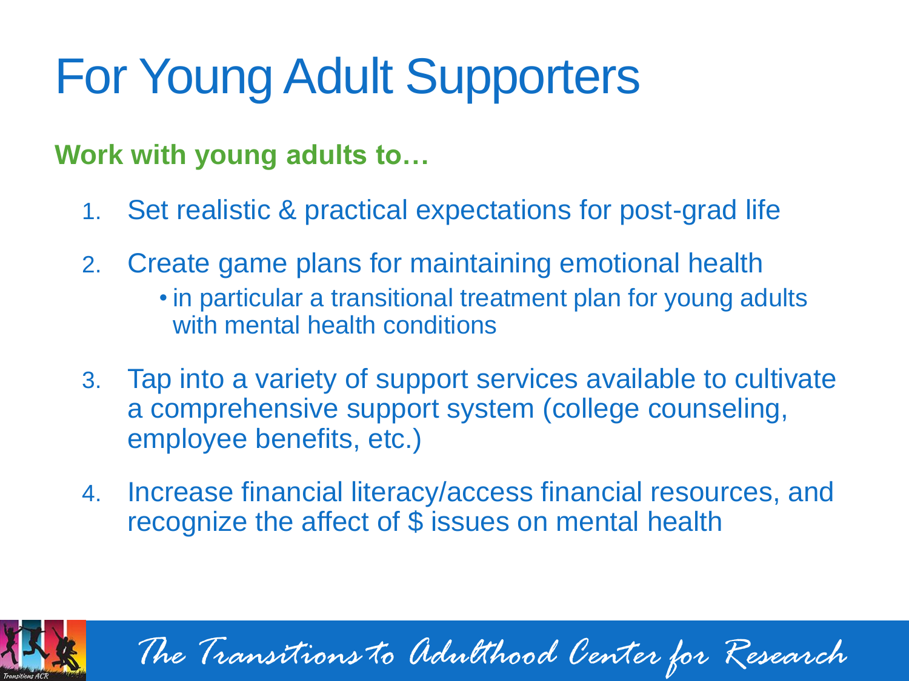# For Young Adult Supporters

**Work with young adults to…**

1. Set realistic & practical expectations for post-grad life
2. Create game plans for maintaining emotional health
   - in particular a transitional treatment plan for young adults with mental health conditions
3. Tap into a variety of support services available to cultivate a comprehensive support system (college counseling, employee benefits, etc.)
4. Increase financial literacy/access financial resources, and recognize the affect of $ issues on mental health

*The Transitions to Adulthood Center for Research*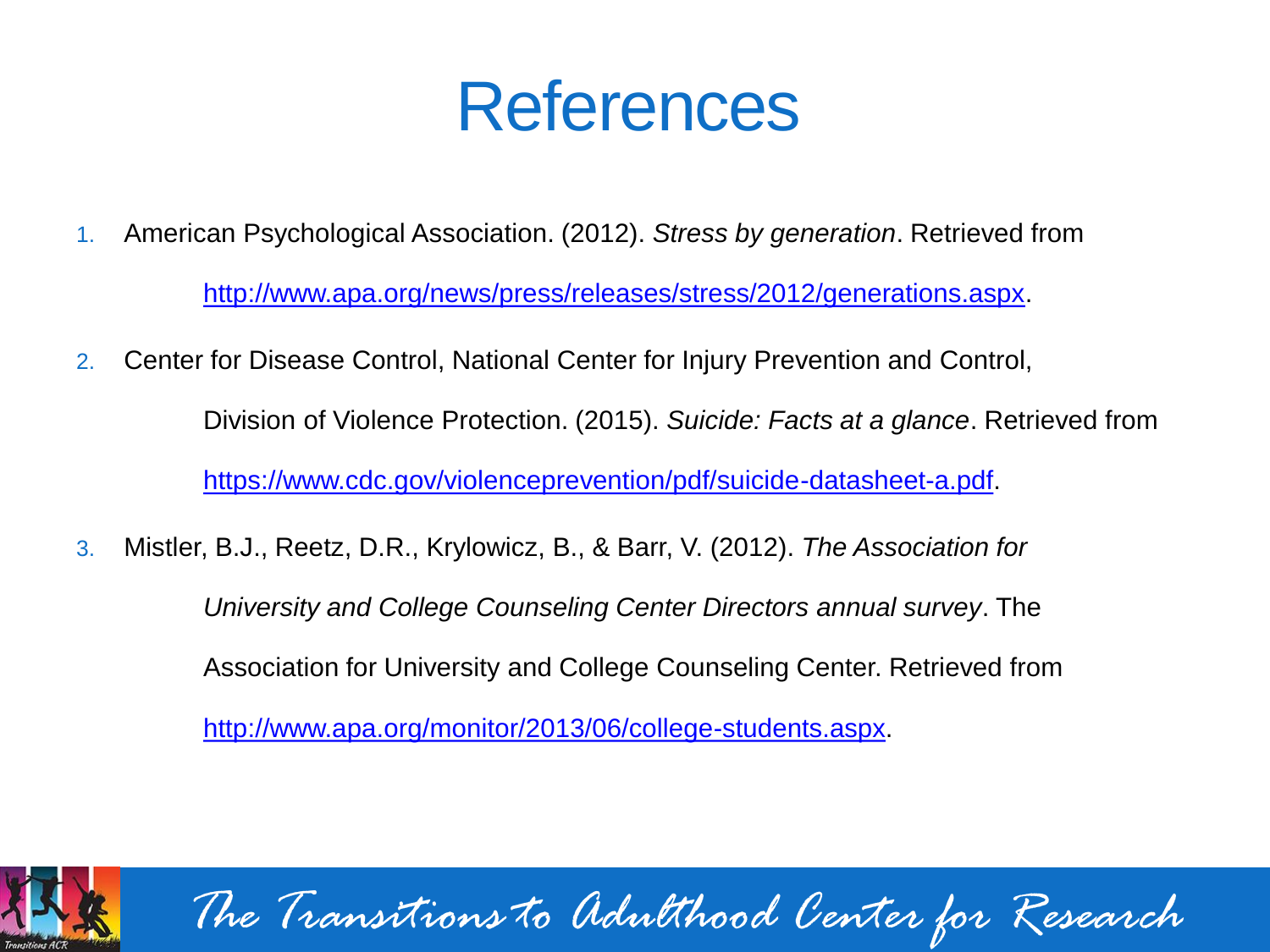# References

1. American Psychological Association. (2012). *Stress by generation*. Retrieved from http://www.apa.org/news/press/releases/stress/2012/generations.aspx.
2. Center for Disease Control, National Center for Injury Prevention and Control, Division of Violence Protection. (2015). *Suicide: Facts at a glance*. Retrieved from https://www.cdc.gov/violenceprevention/pdf/suicide-datasheet-a.pdf.
3. Mistler, B.J., Reetz, D.R., Krylowicz, B., & Barr, V. (2012). *The Association for University and College Counseling Center Directors annual survey*. The Association for University and College Counseling Center. Retrieved from http://www.apa.org/monitor/2013/06/college-students.aspx.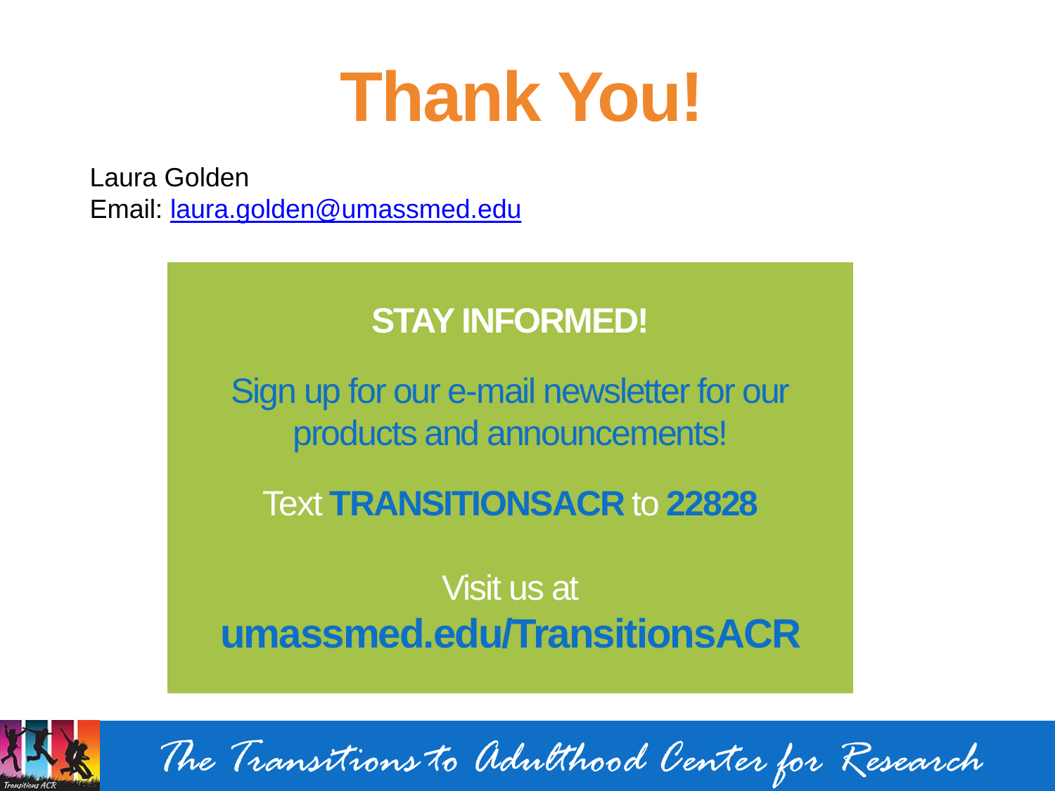# Thank You!

Laura Golden
Email: laura.golden@umassmed.edu

**STAY INFORMED!**

Sign up for our e-mail newsletter for our products and announcements!

Text **TRANSITIONSACR** to **22828**

Visit us at
**umassmed.edu/TransitionsACR**

*The Transitions to Adulthood Center for Research*